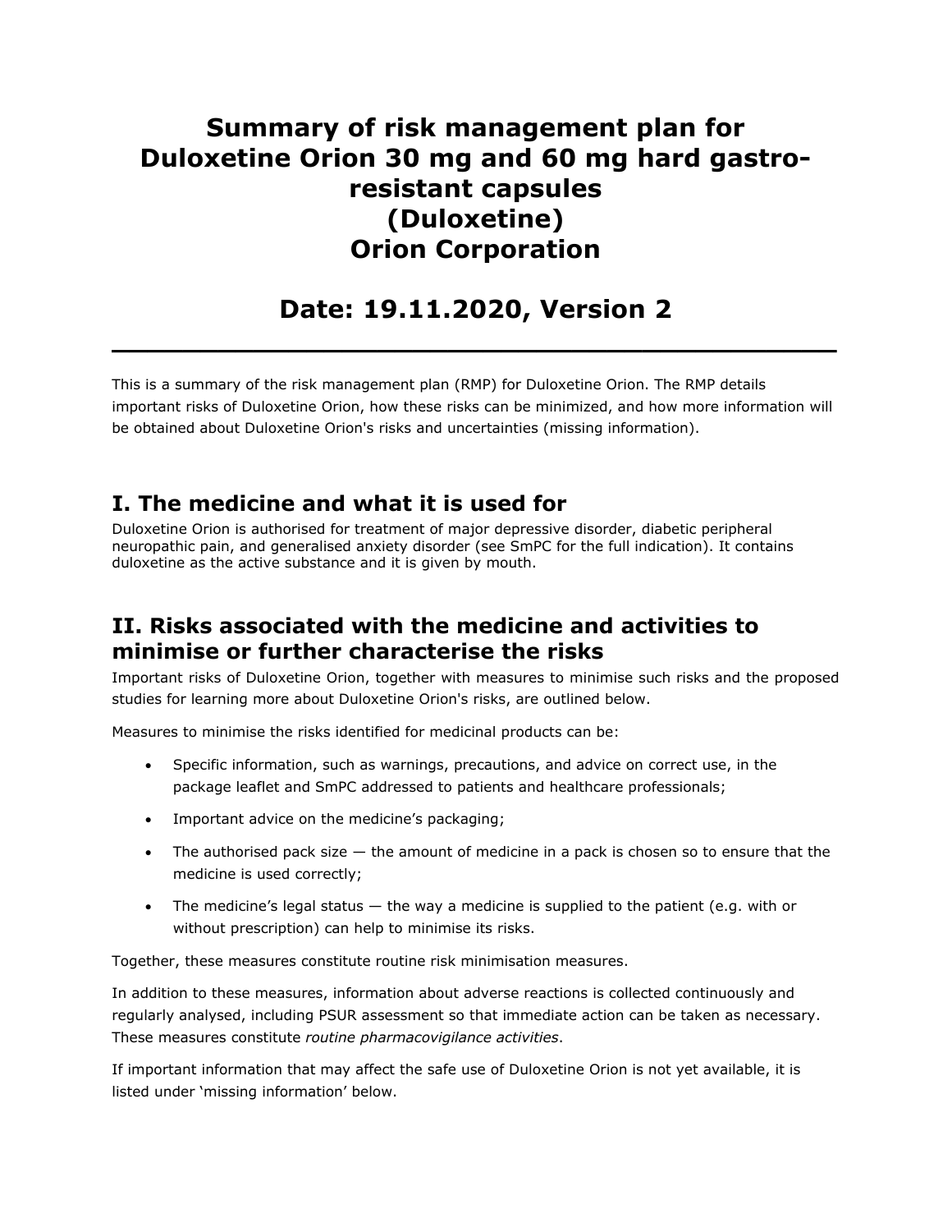# Summary of risk management plan for Duloxetine Orion 30 mg and 60 mg hard gastro-resistant capsules (Duloxetine) Orion Corporation

## Date: 19.11.2020, Version 2

---

This is a summary of the risk management plan (RMP) for Duloxetine Orion. The RMP details important risks of Duloxetine Orion, how these risks can be minimized, and how more information will be obtained about Duloxetine Orion's risks and uncertainties (missing information).

## I. The medicine and what it is used for

Duloxetine Orion is authorised for treatment of major depressive disorder, diabetic peripheral neuropathic pain, and generalised anxiety disorder (see SmPC for the full indication). It contains duloxetine as the active substance and it is given by mouth.

## II. Risks associated with the medicine and activities to minimise or further characterise the risks

Important risks of Duloxetine Orion, together with measures to minimise such risks and the proposed studies for learning more about Duloxetine Orion's risks, are outlined below.

Measures to minimise the risks identified for medicinal products can be:

- Specific information, such as warnings, precautions, and advice on correct use, in the package leaflet and SmPC addressed to patients and healthcare professionals;
- Important advice on the medicine's packaging;
- The authorised pack size — the amount of medicine in a pack is chosen so to ensure that the medicine is used correctly;
- The medicine's legal status — the way a medicine is supplied to the patient (e.g. with or without prescription) can help to minimise its risks.

Together, these measures constitute routine risk minimisation measures.

In addition to these measures, information about adverse reactions is collected continuously and regularly analysed, including PSUR assessment so that immediate action can be taken as necessary. These measures constitute *routine pharmacovigilance activities*.

If important information that may affect the safe use of Duloxetine Orion is not yet available, it is listed under 'missing information' below.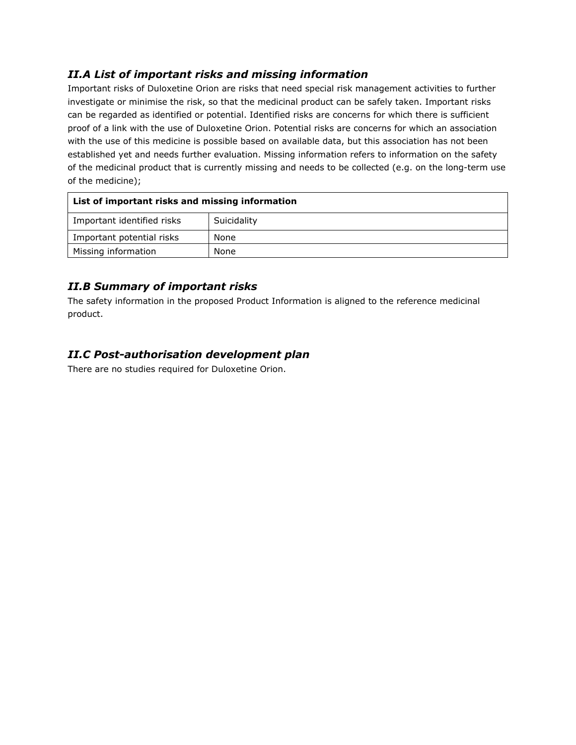### *II.A List of important risks and missing information*

Important risks of Duloxetine Orion are risks that need special risk management activities to further investigate or minimise the risk, so that the medicinal product can be safely taken. Important risks can be regarded as identified or potential. Identified risks are concerns for which there is sufficient proof of a link with the use of Duloxetine Orion. Potential risks are concerns for which an association with the use of this medicine is possible based on available data, but this association has not been established yet and needs further evaluation. Missing information refers to information on the safety of the medicinal product that is currently missing and needs to be collected (e.g. on the long-term use of the medicine);

| **List of important risks and missing information** | |
|---|---|
| Important identified risks | Suicidality |
| Important potential risks | None |
| Missing information | None |

### *II.B Summary of important risks*

The safety information in the proposed Product Information is aligned to the reference medicinal product.

### *II.C Post-authorisation development plan*

There are no studies required for Duloxetine Orion.